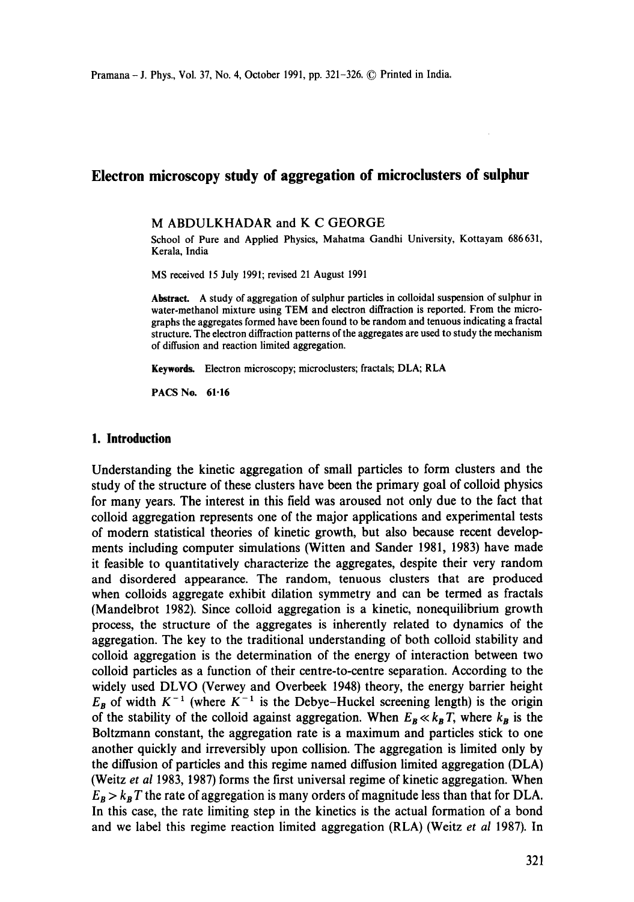# Electron microscopy study of aggregation of microclusters of sulphur

M ABDULKHADAR and K C GEORGE

School of Pure and Applied Physics, Mahatma Gandhi University, Kottayam 686631, Kerala, India

MS received 15 July 1991; revised 21 August 1991

**Abstract.** A study of aggregation of sulphur particles in colloidal suspension of sulphur in water-methanol mixture using TEM and electron diffraction is reported. From the micrographs the aggregates formed have been found to be random and tenuous indicating a fractal structure. The electron diffraction patterns of the aggregates are used to study the mechanism of diffusion and reaction limited aggregation.

**Keywords.** Electron microscopy; microclusters; fractals; DLA; RLA

**PACS No.** 61·16

## 1. Introduction

Understanding the kinetic aggregation of small particles to form clusters and the study of the structure of these clusters have been the primary goal of colloid physics for many years. The interest in this field was aroused not only due to the fact that colloid aggregation represents one of the major applications and experimental tests of modern statistical theories of kinetic growth, but also because recent developments including computer simulations (Witten and Sander 1981, 1983) have made it feasible to quantitatively characterize the aggregates, despite their very random and disordered appearance. The random, tenuous clusters that are produced when colloids aggregate exhibit dilation symmetry and can be termed as fractals (Mandelbrot 1982). Since colloid aggregation is a kinetic, nonequilibrium growth process, the structure of the aggregates is inherently related to dynamics of the aggregation. The key to the traditional understanding of both colloid stability and colloid aggregation is the determination of the energy of interaction between two colloid particles as a function of their centre-to-centre separation. According to the widely used DLVO (Verwey and Overbeek 1948) theory, the energy barrier height $E_B$ of width $K^{-1}$ (where $K^{-1}$ is the Debye–Huckel screening length) is the origin of the stability of the colloid against aggregation. When $E_B \ll k_B T$, where $k_B$ is the Boltzmann constant, the aggregation rate is a maximum and particles stick to one another quickly and irreversibly upon collision. The aggregation is limited only by the diffusion of particles and this regime named diffusion limited aggregation (DLA) (Weitz *et al* 1983, 1987) forms the first universal regime of kinetic aggregation. When $E_B > k_B T$ the rate of aggregation is many orders of magnitude less than that for DLA. In this case, the rate limiting step in the kinetics is the actual formation of a bond and we label this regime reaction limited aggregation (RLA) (Weitz *et al* 1987). In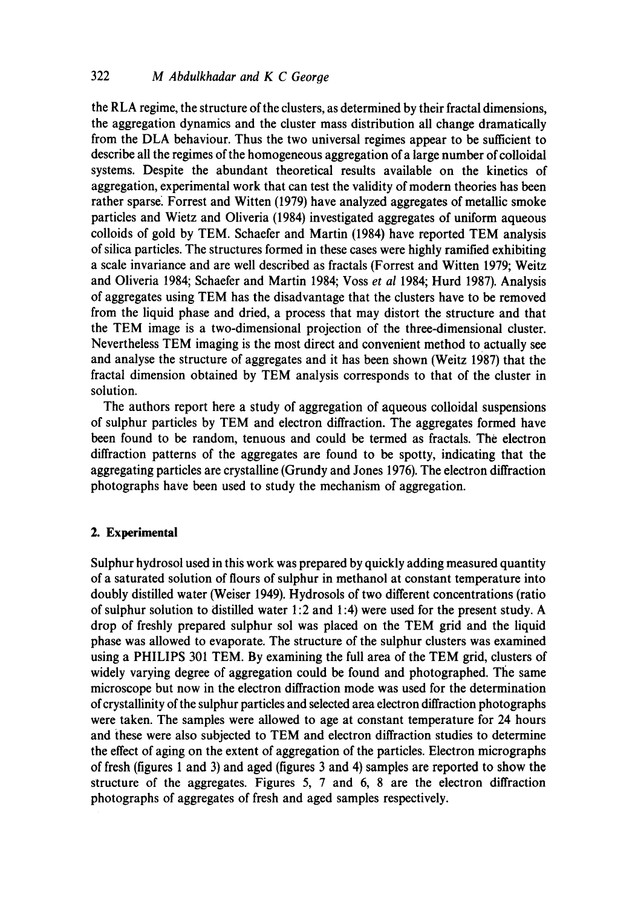the RLA regime, the structure of the clusters, as determined by their fractal dimensions, the aggregation dynamics and the cluster mass distribution all change dramatically from the DLA behaviour. Thus the two universal regimes appear to be sufficient to describe all the regimes of the homogeneous aggregation of a large number of colloidal systems. Despite the abundant theoretical results available on the kinetics of aggregation, experimental work that can test the validity of modern theories has been rather sparse. Forrest and Witten (1979) have analyzed aggregates of metallic smoke particles and Wietz and Oliveria (1984) investigated aggregates of uniform aqueous colloids of gold by TEM. Schaefer and Martin (1984) have reported TEM analysis of silica particles. The structures formed in these cases were highly ramified exhibiting a scale invariance and are well described as fractals (Forrest and Witten 1979; Weitz and Oliveria 1984; Schaefer and Martin 1984; Voss *et al* 1984; Hurd 1987). Analysis of aggregates using TEM has the disadvantage that the clusters have to be removed from the liquid phase and dried, a process that may distort the structure and that the TEM image is a two-dimensional projection of the three-dimensional cluster. Nevertheless TEM imaging is the most direct and convenient method to actually see and analyse the structure of aggregates and it has been shown (Weitz 1987) that the fractal dimension obtained by TEM analysis corresponds to that of the cluster in solution.

The authors report here a study of aggregation of aqueous colloidal suspensions of sulphur particles by TEM and electron diffraction. The aggregates formed have been found to be random, tenuous and could be termed as fractals. The electron diffraction patterns of the aggregates are found to be spotty, indicating that the aggregating particles are crystalline (Grundy and Jones 1976). The electron diffraction photographs have been used to study the mechanism of aggregation.

## 2. Experimental

Sulphur hydrosol used in this work was prepared by quickly adding measured quantity of a saturated solution of flours of sulphur in methanol at constant temperature into doubly distilled water (Weiser 1949). Hydrosols of two different concentrations (ratio of sulphur solution to distilled water 1:2 and 1:4) were used for the present study. A drop of freshly prepared sulphur sol was placed on the TEM grid and the liquid phase was allowed to evaporate. The structure of the sulphur clusters was examined using a PHILIPS 301 TEM. By examining the full area of the TEM grid, clusters of widely varying degree of aggregation could be found and photographed. The same microscope but now in the electron diffraction mode was used for the determination of crystallinity of the sulphur particles and selected area electron diffraction photographs were taken. The samples were allowed to age at constant temperature for 24 hours and these were also subjected to TEM and electron diffraction studies to determine the effect of aging on the extent of aggregation of the particles. Electron micrographs of fresh (figures 1 and 3) and aged (figures 3 and 4) samples are reported to show the structure of the aggregates. Figures 5, 7 and 6, 8 are the electron diffraction photographs of aggregates of fresh and aged samples respectively.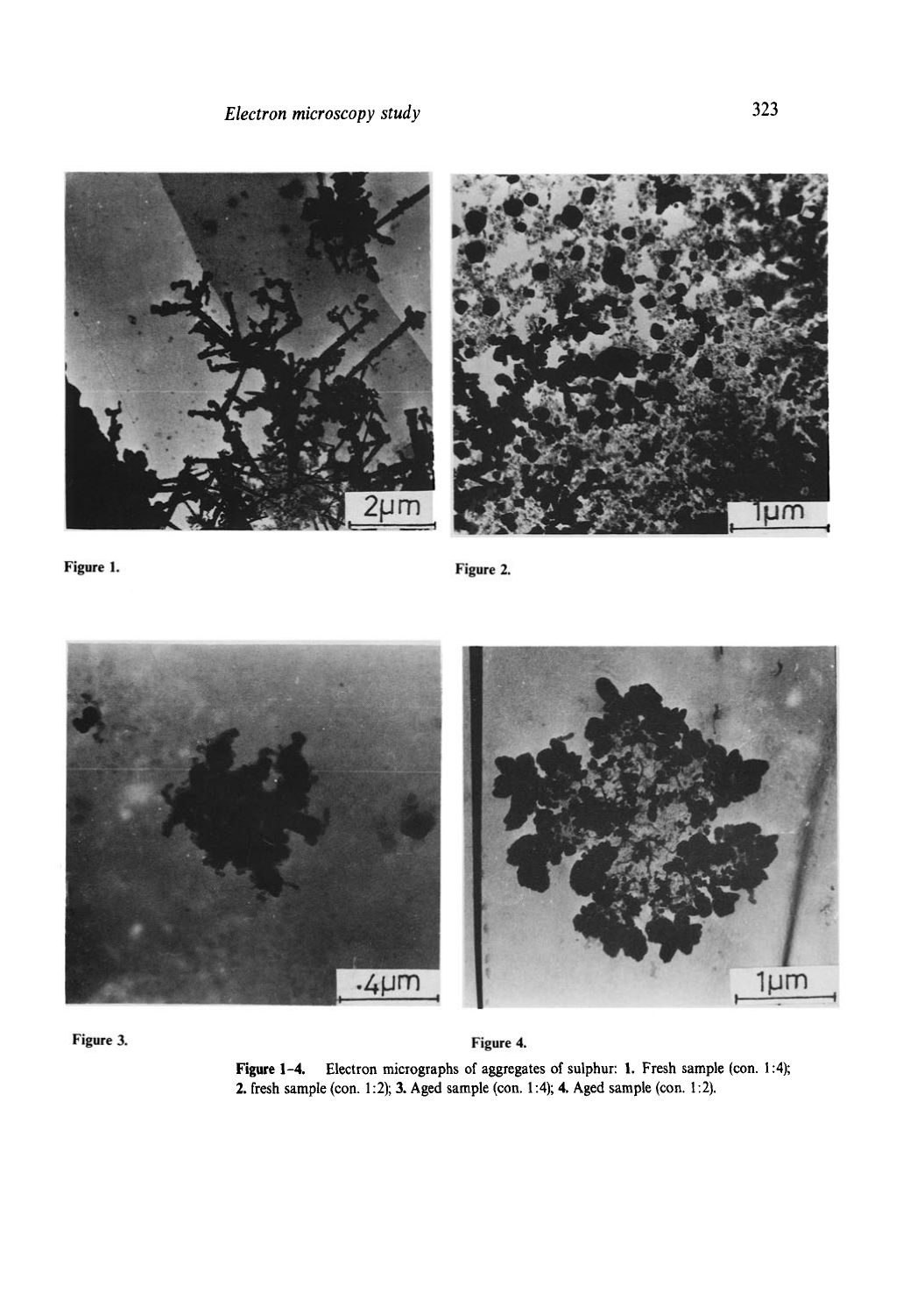Figure 1.

Figure 2.

Figure 3.

Figure 4.

**Figure 1–4.** Electron micrographs of aggregates of sulphur: **1.** Fresh sample (con. 1:4); **2.** fresh sample (con. 1:2); **3.** Aged sample (con. 1:4); **4.** Aged sample (con. 1:2).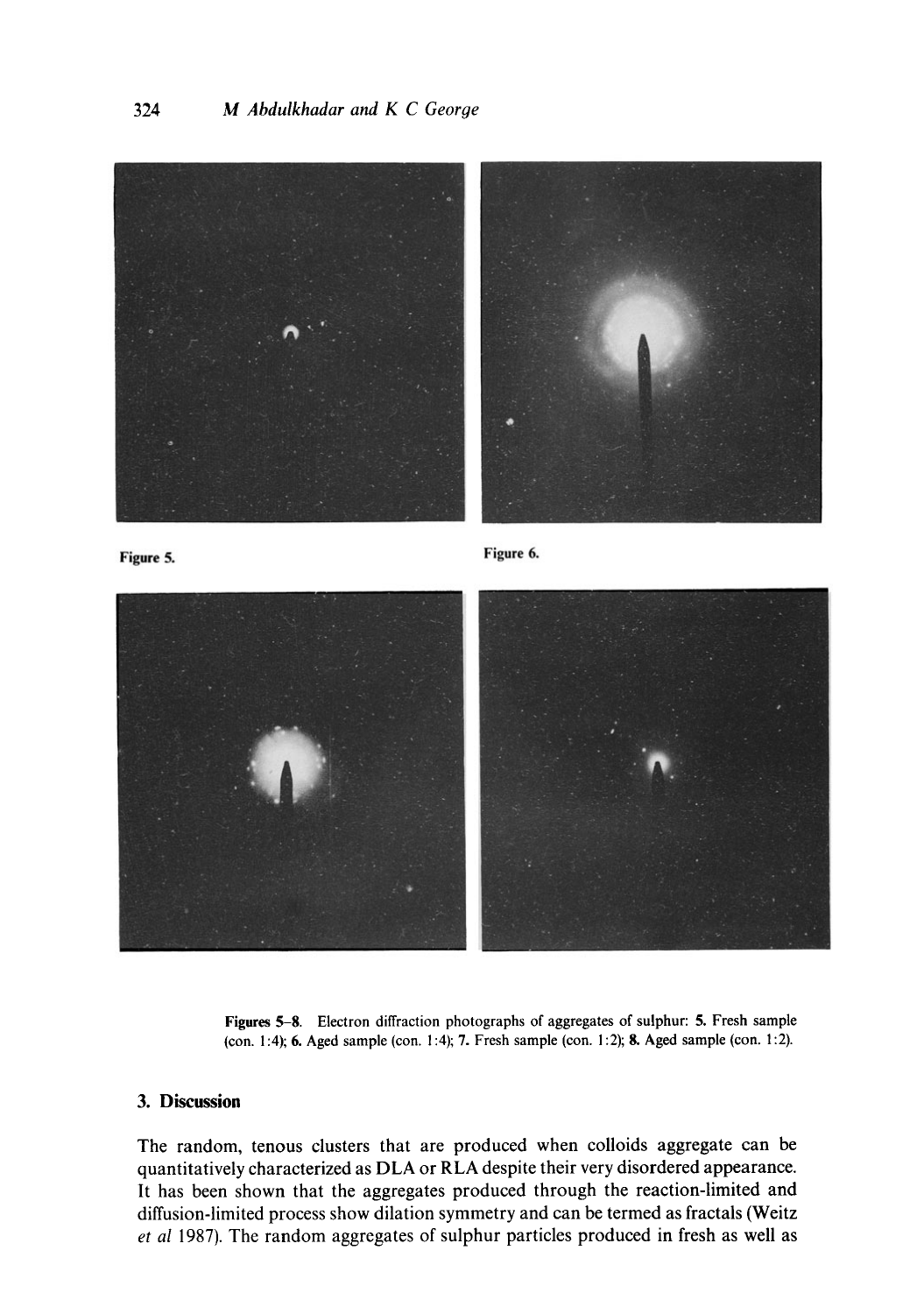Figure 5.

Figure 6.

**Figures 5–8.** Electron diffraction photographs of aggregates of sulphur: **5.** Fresh sample (con. 1:4); **6.** Aged sample (con. 1:4); **7.** Fresh sample (con. 1:2); **8.** Aged sample (con. 1:2).

## 3. Discussion

The random, tenous clusters that are produced when colloids aggregate can be quantitatively characterized as DLA or RLA despite their very disordered appearance. It has been shown that the aggregates produced through the reaction-limited and diffusion-limited process show dilation symmetry and can be termed as fractals (Weitz *et al* 1987). The random aggregates of sulphur particles produced in fresh as well as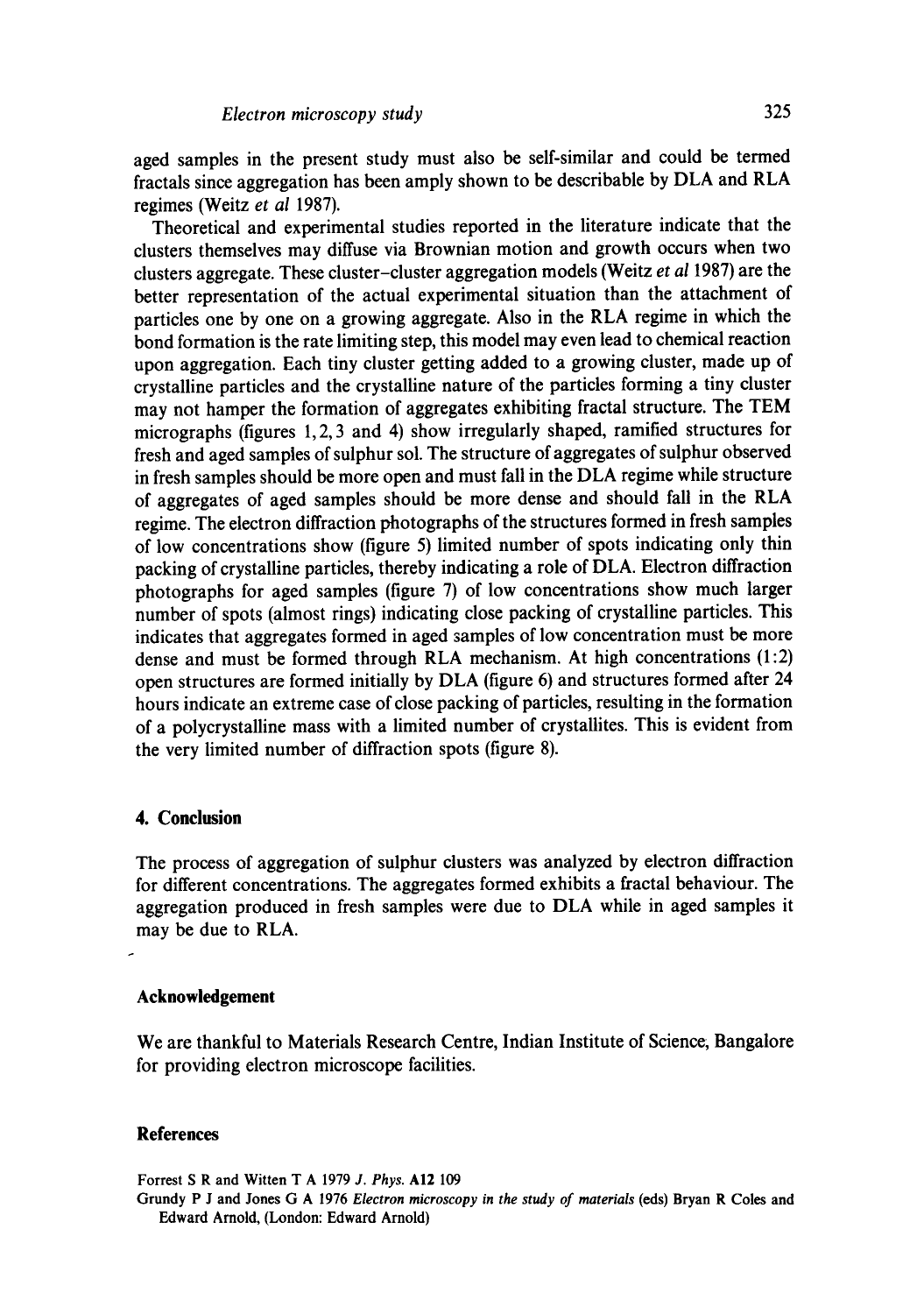aged samples in the present study must also be self-similar and could be termed fractals since aggregation has been amply shown to be describable by DLA and RLA regimes (Weitz *et al* 1987).

Theoretical and experimental studies reported in the literature indicate that the clusters themselves may diffuse via Brownian motion and growth occurs when two clusters aggregate. These cluster–cluster aggregation models (Weitz *et al* 1987) are the better representation of the actual experimental situation than the attachment of particles one by one on a growing aggregate. Also in the RLA regime in which the bond formation is the rate limiting step, this model may even lead to chemical reaction upon aggregation. Each tiny cluster getting added to a growing cluster, made up of crystalline particles and the crystalline nature of the particles forming a tiny cluster may not hamper the formation of aggregates exhibiting fractal structure. The TEM micrographs (figures 1, 2, 3 and 4) show irregularly shaped, ramified structures for fresh and aged samples of sulphur sol. The structure of aggregates of sulphur observed in fresh samples should be more open and must fall in the DLA regime while structure of aggregates of aged samples should be more dense and should fall in the RLA regime. The electron diffraction photographs of the structures formed in fresh samples of low concentrations show (figure 5) limited number of spots indicating only thin packing of crystalline particles, thereby indicating a role of DLA. Electron diffraction photographs for aged samples (figure 7) of low concentrations show much larger number of spots (almost rings) indicating close packing of crystalline particles. This indicates that aggregates formed in aged samples of low concentration must be more dense and must be formed through RLA mechanism. At high concentrations (1:2) open structures are formed initially by DLA (figure 6) and structures formed after 24 hours indicate an extreme case of close packing of particles, resulting in the formation of a polycrystalline mass with a limited number of crystallites. This is evident from the very limited number of diffraction spots (figure 8).

## 4. Conclusion

The process of aggregation of sulphur clusters was analyzed by electron diffraction for different concentrations. The aggregates formed exhibits a fractal behaviour. The aggregation produced in fresh samples were due to DLA while in aged samples it may be due to RLA.

### Acknowledgement

We are thankful to Materials Research Centre, Indian Institute of Science, Bangalore for providing electron microscope facilities.

### References

Forrest S R and Witten T A 1979 *J. Phys.* **A12** 109

Grundy P J and Jones G A 1976 *Electron microscopy in the study of materials* (eds) Bryan R Coles and Edward Arnold, (London: Edward Arnold)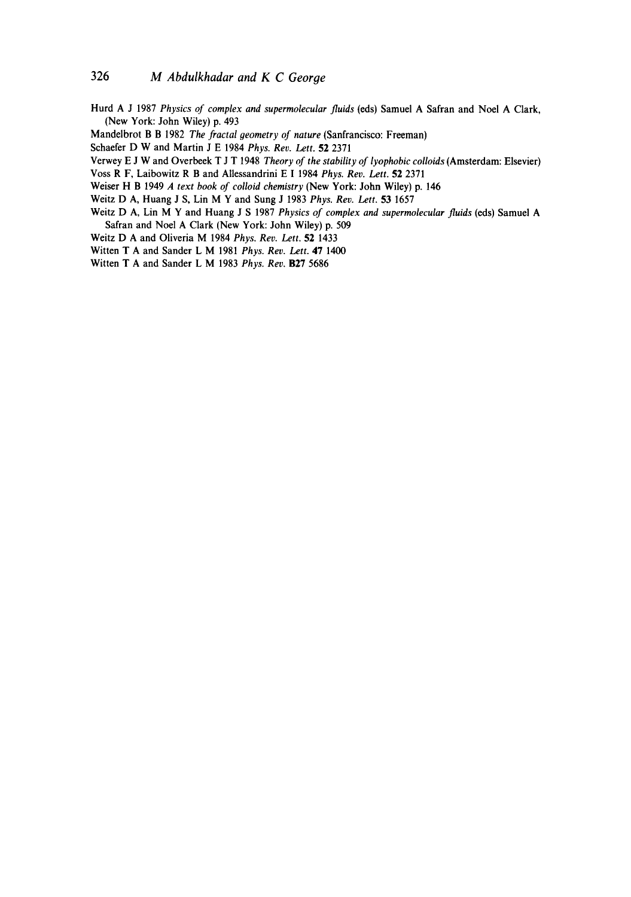Hurd A J 1987 *Physics of complex and supermolecular fluids* (eds) Samuel A Safran and Noel A Clark, (New York: John Wiley) p. 493

Mandelbrot B B 1982 *The fractal geometry of nature* (Sanfrancisco: Freeman)

Schaefer D W and Martin J E 1984 *Phys. Rev. Lett.* **52** 2371

Verwey E J W and Overbeek T J T 1948 *Theory of the stability of lyophobic colloids* (Amsterdam: Elsevier)

Voss R F, Laibowitz R B and Allessandrini E I 1984 *Phys. Rev. Lett.* **52** 2371

Weiser H B 1949 *A text book of colloid chemistry* (New York: John Wiley) p. 146

Weitz D A, Huang J S, Lin M Y and Sung J 1983 *Phys. Rev. Lett.* **53** 1657

Weitz D A, Lin M Y and Huang J S 1987 *Physics of complex and supermolecular fluids* (eds) Samuel A Safran and Noel A Clark (New York: John Wiley) p. 509

Weitz D A and Oliveria M 1984 *Phys. Rev. Lett.* **52** 1433

Witten T A and Sander L M 1981 *Phys. Rev. Lett.* **47** 1400

Witten T A and Sander L M 1983 *Phys. Rev.* **B27** 5686